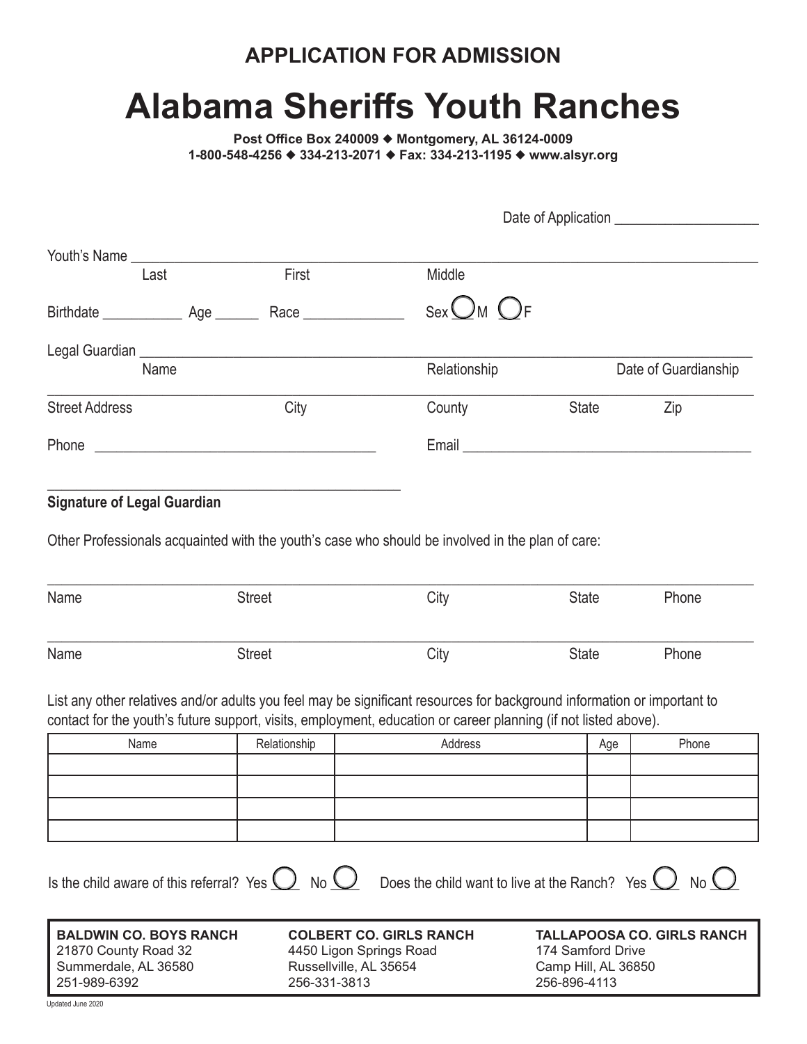## APPLICATION FOR ADMISSION

# Alabama Sheriffs Youth Ranches

**Post Office Box 240009 ◆ Montgomery, AL 36124-0009**
**1-800-548-4256 ◆ 334-213-2071 ◆ Fax: 334-213-1195 ◆ www.alsyr.org**

Date of Application ____________________

Youth's Name ______________________________________________________________
Last First Middle

Birthdate ___________ Age ______ Race _____________ Sex ◯ M ◯ F

Legal Guardian ______________________________________________________________
Name Relationship Date of Guardianship

______________________________________________________________
Street Address City County State Zip

Phone ______________________________ Email ______________________________

______________________________
**Signature of Legal Guardian**

Other Professionals acquainted with the youth's case who should be involved in the plan of care:

______________________________________________________________
Name Street City State Phone

______________________________________________________________
Name Street City State Phone

List any other relatives and/or adults you feel may be significant resources for background information or important to contact for the youth's future support, visits, employment, education or career planning (if not listed above).

| Name | Relationship | Address | Age | Phone |
|---|---|---|---|---|
| | | | | |
| | | | | |
| | | | | |
| | | | | |

Is the child aware of this referral? Yes ◯ No ◯ Does the child want to live at the Ranch? Yes ◯ No ◯

**BALDWIN CO. BOYS RANCH**
21870 County Road 32
Summerdale, AL 36580
251-989-6392

**COLBERT CO. GIRLS RANCH**
4450 Ligon Springs Road
Russellville, AL 35654
256-331-3813

**TALLAPOOSA CO. GIRLS RANCH**
174 Samford Drive
Camp Hill, AL 36850
256-896-4113

Updated June 2020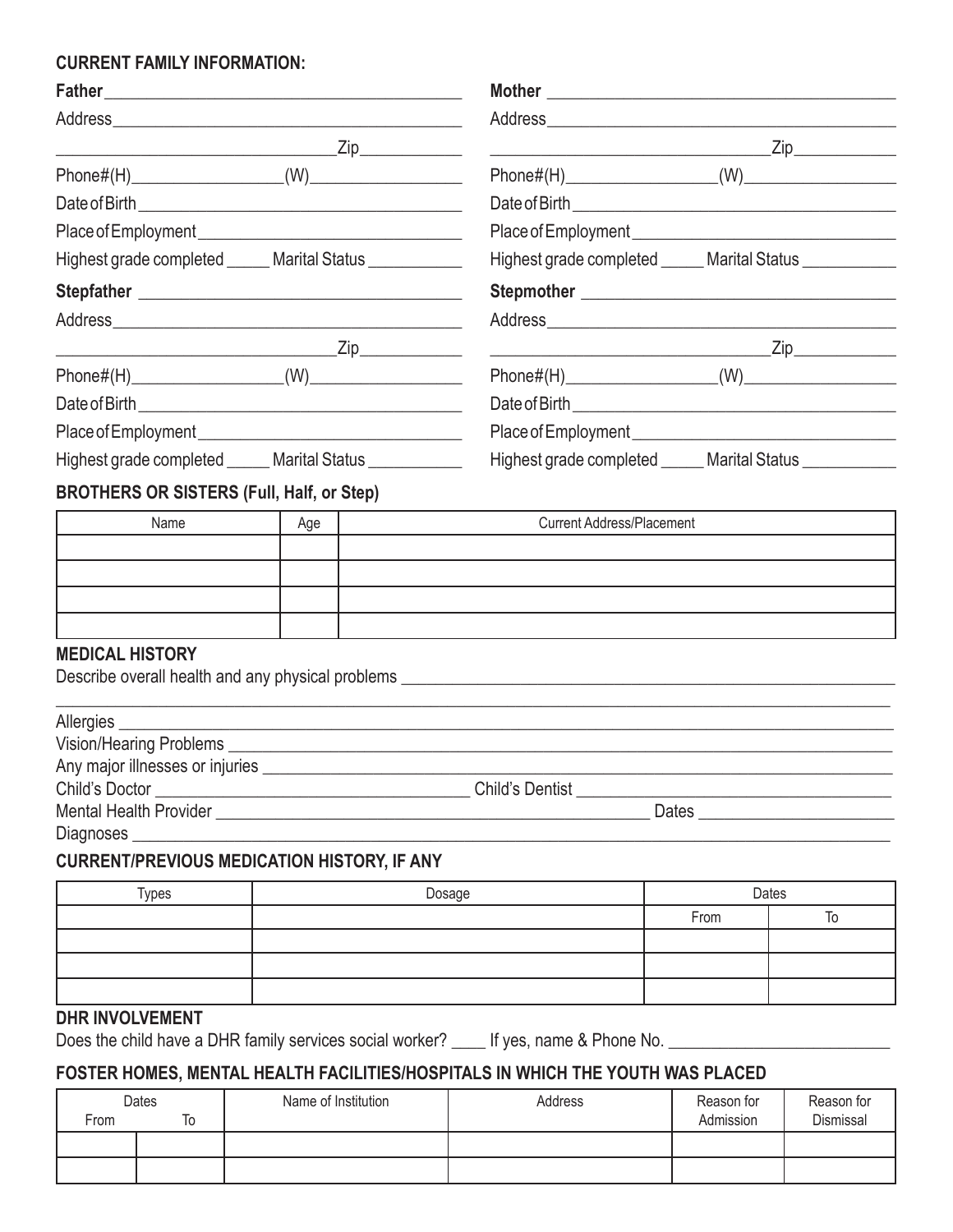## CURRENT FAMILY INFORMATION:

**Father** \_\_\_\_\_\_\_\_\_\_\_\_\_\_\_\_\_\_\_\_\_\_\_\_\_\_\_\_\_\_\_\_\_\_\_\_

Address \_\_\_\_\_\_\_\_\_\_\_\_\_\_\_\_\_\_\_\_\_\_\_\_\_\_\_\_\_\_\_\_\_\_\_\_

\_\_\_\_\_\_\_\_\_\_\_\_\_\_\_\_\_\_\_\_\_\_\_\_\_\_\_\_ Zip \_\_\_\_\_\_\_\_\_\_

Phone#(H) \_\_\_\_\_\_\_\_\_\_\_\_\_\_\_ (W) \_\_\_\_\_\_\_\_\_\_\_\_\_\_\_

Date of Birth \_\_\_\_\_\_\_\_\_\_\_\_\_\_\_\_\_\_\_\_\_\_\_\_\_\_\_\_\_\_\_\_\_\_

Place of Employment \_\_\_\_\_\_\_\_\_\_\_\_\_\_\_\_\_\_\_\_\_\_\_\_\_\_\_\_

Highest grade completed \_\_\_\_\_ Marital Status \_\_\_\_\_\_\_\_\_\_

**Mother** \_\_\_\_\_\_\_\_\_\_\_\_\_\_\_\_\_\_\_\_\_\_\_\_\_\_\_\_\_\_\_\_\_\_\_\_

Address \_\_\_\_\_\_\_\_\_\_\_\_\_\_\_\_\_\_\_\_\_\_\_\_\_\_\_\_\_\_\_\_\_\_\_\_

\_\_\_\_\_\_\_\_\_\_\_\_\_\_\_\_\_\_\_\_\_\_\_\_\_\_\_\_ Zip \_\_\_\_\_\_\_\_\_\_

Phone#(H) \_\_\_\_\_\_\_\_\_\_\_\_\_\_\_ (W) \_\_\_\_\_\_\_\_\_\_\_\_\_\_\_

Date of Birth \_\_\_\_\_\_\_\_\_\_\_\_\_\_\_\_\_\_\_\_\_\_\_\_\_\_\_\_\_\_\_\_\_\_

Place of Employment \_\_\_\_\_\_\_\_\_\_\_\_\_\_\_\_\_\_\_\_\_\_\_\_\_\_\_\_

Highest grade completed \_\_\_\_\_ Marital Status \_\_\_\_\_\_\_\_\_\_

**Stepfather** \_\_\_\_\_\_\_\_\_\_\_\_\_\_\_\_\_\_\_\_\_\_\_\_\_\_\_\_\_\_\_\_\_\_

Address \_\_\_\_\_\_\_\_\_\_\_\_\_\_\_\_\_\_\_\_\_\_\_\_\_\_\_\_\_\_\_\_\_\_\_\_

\_\_\_\_\_\_\_\_\_\_\_\_\_\_\_\_\_\_\_\_\_\_\_\_\_\_\_\_ Zip \_\_\_\_\_\_\_\_\_\_

Phone#(H) \_\_\_\_\_\_\_\_\_\_\_\_\_\_\_ (W) \_\_\_\_\_\_\_\_\_\_\_\_\_\_\_

Date of Birth \_\_\_\_\_\_\_\_\_\_\_\_\_\_\_\_\_\_\_\_\_\_\_\_\_\_\_\_\_\_\_\_\_\_

Place of Employment \_\_\_\_\_\_\_\_\_\_\_\_\_\_\_\_\_\_\_\_\_\_\_\_\_\_\_\_

Highest grade completed \_\_\_\_\_ Marital Status \_\_\_\_\_\_\_\_\_\_

**Stepmother** \_\_\_\_\_\_\_\_\_\_\_\_\_\_\_\_\_\_\_\_\_\_\_\_\_\_\_\_\_\_\_\_\_

Address \_\_\_\_\_\_\_\_\_\_\_\_\_\_\_\_\_\_\_\_\_\_\_\_\_\_\_\_\_\_\_\_\_\_\_\_

\_\_\_\_\_\_\_\_\_\_\_\_\_\_\_\_\_\_\_\_\_\_\_\_\_\_\_\_ Zip \_\_\_\_\_\_\_\_\_\_

Phone#(H) \_\_\_\_\_\_\_\_\_\_\_\_\_\_\_ (W) \_\_\_\_\_\_\_\_\_\_\_\_\_\_\_

Date of Birth \_\_\_\_\_\_\_\_\_\_\_\_\_\_\_\_\_\_\_\_\_\_\_\_\_\_\_\_\_\_\_\_\_\_

Place of Employment \_\_\_\_\_\_\_\_\_\_\_\_\_\_\_\_\_\_\_\_\_\_\_\_\_\_\_\_

Highest grade completed \_\_\_\_\_ Marital Status \_\_\_\_\_\_\_\_\_\_

## BROTHERS OR SISTERS (Full, Half, or Step)

| Name | Age | Current Address/Placement |
|---|---|---|
| | | |
| | | |
| | | |
| | | |

## MEDICAL HISTORY

Describe overall health and any physical problems \_\_\_\_\_\_\_\_\_\_\_\_\_\_\_\_\_\_\_\_\_\_\_\_\_\_\_\_\_\_\_\_\_\_\_\_\_\_\_\_

\_\_\_\_\_\_\_\_\_\_\_\_\_\_\_\_\_\_\_\_\_\_\_\_\_\_\_\_\_\_\_\_\_\_\_\_\_\_\_\_\_\_\_\_\_\_\_\_\_\_\_\_\_\_\_\_\_\_\_\_\_\_\_\_\_\_\_\_\_\_\_\_\_\_\_\_

Allergies \_\_\_\_\_\_\_\_\_\_\_\_\_\_\_\_\_\_\_\_\_\_\_\_\_\_\_\_\_\_\_\_\_\_\_\_\_\_\_\_\_\_\_\_\_\_\_\_\_\_\_\_\_\_\_\_\_\_\_\_\_\_\_\_\_\_\_\_\_\_

Vision/Hearing Problems \_\_\_\_\_\_\_\_\_\_\_\_\_\_\_\_\_\_\_\_\_\_\_\_\_\_\_\_\_\_\_\_\_\_\_\_\_\_\_\_\_\_\_\_\_\_\_\_\_\_\_\_\_\_\_\_\_

Any major illnesses or injuries \_\_\_\_\_\_\_\_\_\_\_\_\_\_\_\_\_\_\_\_\_\_\_\_\_\_\_\_\_\_\_\_\_\_\_\_\_\_\_\_\_\_\_\_\_\_\_\_\_\_\_

Child's Doctor \_\_\_\_\_\_\_\_\_\_\_\_\_\_\_\_\_\_\_\_\_\_\_\_\_\_\_\_\_\_ Child's Dentist \_\_\_\_\_\_\_\_\_\_\_\_\_\_\_\_\_\_\_\_\_\_\_\_\_\_\_\_\_\_

Mental Health Provider \_\_\_\_\_\_\_\_\_\_\_\_\_\_\_\_\_\_\_\_\_\_\_\_\_\_\_\_\_\_\_\_\_\_\_\_\_\_\_\_\_\_ Dates \_\_\_\_\_\_\_\_\_\_\_\_\_\_\_\_\_\_

Diagnoses \_\_\_\_\_\_\_\_\_\_\_\_\_\_\_\_\_\_\_\_\_\_\_\_\_\_\_\_\_\_\_\_\_\_\_\_\_\_\_\_\_\_\_\_\_\_\_\_\_\_\_\_\_\_\_\_\_\_\_\_\_\_\_\_\_\_\_\_

## CURRENT/PREVIOUS MEDICATION HISTORY, IF ANY

| Types | Dosage | Dates | |
|---|---|---|---|
| | | From | To |
| | | | |
| | | | |
| | | | |

## DHR INVOLVEMENT

Does the child have a DHR family services social worker? \_\_\_\_ If yes, name & Phone No. \_\_\_\_\_\_\_\_\_\_\_\_\_\_\_\_\_\_\_\_\_\_\_\_

## FOSTER HOMES, MENTAL HEALTH FACILITIES/HOSPITALS IN WHICH THE YOUTH WAS PLACED

| Dates | | Name of Institution | Address | Reason for Admission | Reason for Dismissal |
|---|---|---|---|---|---|
| From | To | | | | |
| | | | | | |
| | | | | | |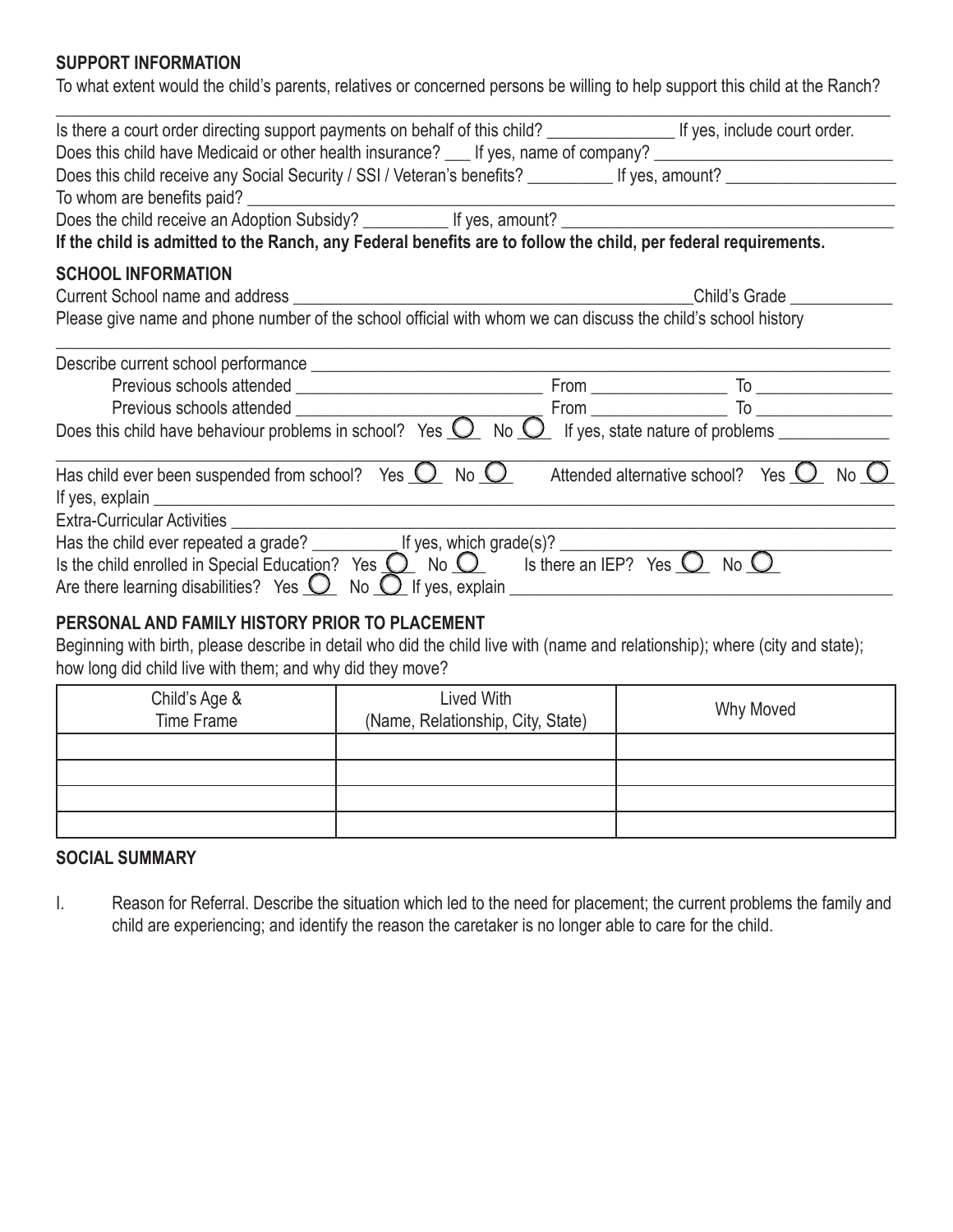**SUPPORT INFORMATION**

To what extent would the child's parents, relatives or concerned persons be willing to help support this child at the Ranch?

\_\_\_\_\_\_\_\_\_\_\_\_\_\_\_\_\_\_\_\_\_\_\_\_\_\_\_\_\_\_\_\_\_\_\_\_\_\_\_\_\_\_\_\_\_\_\_\_\_\_\_\_\_\_\_\_\_\_\_\_\_\_\_\_\_\_\_\_\_\_\_\_

Is there a court order directing support payments on behalf of this child? \_\_\_\_\_\_\_\_\_\_\_\_\_\_\_ If yes, include court order.

Does this child have Medicaid or other health insurance? \_\_\_ If yes, name of company? \_\_\_\_\_\_\_\_\_\_\_\_\_\_\_\_\_\_\_\_\_\_\_\_\_\_\_

Does this child receive any Social Security / SSI / Veteran's benefits? \_\_\_\_\_\_\_\_\_\_ If yes, amount? \_\_\_\_\_\_\_\_\_\_\_\_\_\_\_\_\_\_\_\_

To whom are benefits paid? \_\_\_\_\_\_\_\_\_\_\_\_\_\_\_\_\_\_\_\_\_\_\_\_\_\_\_\_\_\_\_\_\_\_\_\_\_\_\_\_\_\_\_\_\_\_\_\_\_\_\_\_\_\_\_\_\_\_\_\_\_\_\_\_\_\_\_\_\_\_\_\_\_\_\_\_

Does the child receive an Adoption Subsidy? \_\_\_\_\_\_\_\_\_\_ If yes, amount? \_\_\_\_\_\_\_\_\_\_\_\_\_\_\_\_\_\_\_\_\_\_\_\_\_\_\_\_\_\_\_\_\_\_\_\_\_\_\_

**If the child is admitted to the Ranch, any Federal benefits are to follow the child, per federal requirements.**

**SCHOOL INFORMATION**

Current School name and address \_\_\_\_\_\_\_\_\_\_\_\_\_\_\_\_\_\_\_\_\_\_\_\_\_\_\_\_\_\_\_\_\_\_\_\_\_\_\_\_\_\_\_\_\_\_\_Child's Grade \_\_\_\_\_\_\_\_\_\_\_\_

Please give name and phone number of the school official with whom we can discuss the child's school history

\_\_\_\_\_\_\_\_\_\_\_\_\_\_\_\_\_\_\_\_\_\_\_\_\_\_\_\_\_\_\_\_\_\_\_\_\_\_\_\_\_\_\_\_\_\_\_\_\_\_\_\_\_\_\_\_\_\_\_\_\_\_\_\_\_\_\_\_\_\_\_\_

Describe current school performance \_\_\_\_\_\_\_\_\_\_\_\_\_\_\_\_\_\_\_\_\_\_\_\_\_\_\_\_\_\_\_\_\_\_\_\_\_\_\_\_\_\_\_\_\_\_\_\_\_\_\_\_\_\_\_\_\_\_\_\_\_\_\_\_\_\_

Previous schools attended \_\_\_\_\_\_\_\_\_\_\_\_\_\_\_\_\_\_\_\_\_\_\_\_\_\_\_\_\_ From \_\_\_\_\_\_\_\_\_\_\_\_\_\_\_\_ To \_\_\_\_\_\_\_\_\_\_\_\_\_\_\_\_

Previous schools attended \_\_\_\_\_\_\_\_\_\_\_\_\_\_\_\_\_\_\_\_\_\_\_\_\_\_\_\_\_ From \_\_\_\_\_\_\_\_\_\_\_\_\_\_\_\_ To \_\_\_\_\_\_\_\_\_\_\_\_\_\_\_\_

Does this child have behaviour problems in school? Yes ◯ No ◯ If yes, state nature of problems \_\_\_\_\_\_\_\_\_\_\_\_\_

\_\_\_\_\_\_\_\_\_\_\_\_\_\_\_\_\_\_\_\_\_\_\_\_\_\_\_\_\_\_\_\_\_\_\_\_\_\_\_\_\_\_\_\_\_\_\_\_\_\_\_\_\_\_\_\_\_\_\_\_\_\_\_\_\_\_\_\_\_\_\_\_

Has child ever been suspended from school? Yes ◯ No ◯ Attended alternative school? Yes ◯ No ◯

If yes, explain \_\_\_\_\_\_\_\_\_\_\_\_\_\_\_\_\_\_\_\_\_\_\_\_\_\_\_\_\_\_\_\_\_\_\_\_\_\_\_\_\_\_\_\_\_\_\_\_\_\_\_\_\_\_\_\_\_\_\_\_\_\_\_\_\_\_\_\_\_\_\_\_\_\_\_\_\_\_\_\_\_\_\_\_

Extra-Curricular Activities \_\_\_\_\_\_\_\_\_\_\_\_\_\_\_\_\_\_\_\_\_\_\_\_\_\_\_\_\_\_\_\_\_\_\_\_\_\_\_\_\_\_\_\_\_\_\_\_\_\_\_\_\_\_\_\_\_\_\_\_\_\_\_\_\_\_\_\_\_\_\_\_\_\_\_\_

Has the child ever repeated a grade? \_\_\_\_\_\_\_\_\_\_ If yes, which grade(s)? \_\_\_\_\_\_\_\_\_\_\_\_\_\_\_\_\_\_\_\_\_\_\_\_\_\_\_\_\_\_\_\_\_\_\_\_\_\_\_\_\_\_

Is the child enrolled in Special Education? Yes ◯ No ◯ Is there an IEP? Yes ◯ No ◯

Are there learning disabilities? Yes ◯ No ◯ If yes, explain \_\_\_\_\_\_\_\_\_\_\_\_\_\_\_\_\_\_\_\_\_\_\_\_\_\_\_\_\_\_\_\_\_\_\_\_\_\_\_\_\_\_\_\_\_\_\_

**PERSONAL AND FAMILY HISTORY PRIOR TO PLACEMENT**

Beginning with birth, please describe in detail who did the child live with (name and relationship); where (city and state); how long did child live with them; and why did they move?

| Child's Age & Time Frame | Lived With (Name, Relationship, City, State) | Why Moved |
|---|---|---|
| | | |
| | | |
| | | |
| | | |

**SOCIAL SUMMARY**

I. Reason for Referral. Describe the situation which led to the need for placement; the current problems the family and child are experiencing; and identify the reason the caretaker is no longer able to care for the child.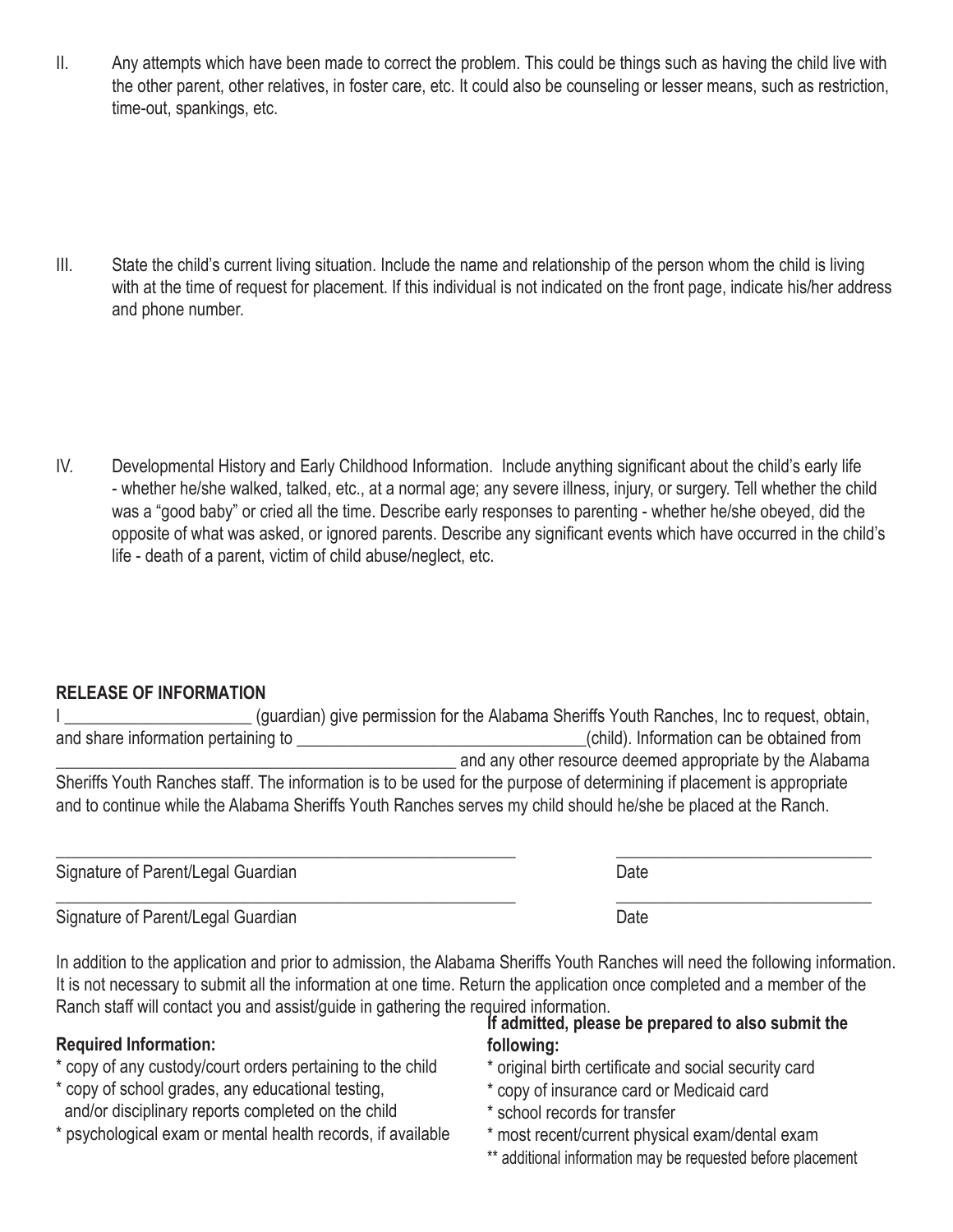II. Any attempts which have been made to correct the problem. This could be things such as having the child live with the other parent, other relatives, in foster care, etc. It could also be counseling or lesser means, such as restriction, time-out, spankings, etc.

III. State the child's current living situation. Include the name and relationship of the person whom the child is living with at the time of request for placement. If this individual is not indicated on the front page, indicate his/her address and phone number.

IV. Developmental History and Early Childhood Information. Include anything significant about the child's early life - whether he/she walked, talked, etc., at a normal age; any severe illness, injury, or surgery. Tell whether the child was a "good baby" or cried all the time. Describe early responses to parenting - whether he/she obeyed, did the opposite of what was asked, or ignored parents. Describe any significant events which have occurred in the child's life - death of a parent, victim of child abuse/neglect, etc.

**RELEASE OF INFORMATION**

I ______________________ (guardian) give permission for the Alabama Sheriffs Youth Ranches, Inc to request, obtain, and share information pertaining to __________________________________(child). Information can be obtained from ________________________________________________ and any other resource deemed appropriate by the Alabama Sheriffs Youth Ranches staff. The information is to be used for the purpose of determining if placement is appropriate and to continue while the Alabama Sheriffs Youth Ranches serves my child should he/she be placed at the Ranch.

_________________________________________________________ _______________________________

Signature of Parent/Legal Guardian Date

_________________________________________________________ _______________________________

Signature of Parent/Legal Guardian Date

In addition to the application and prior to admission, the Alabama Sheriffs Youth Ranches will need the following information. It is not necessary to submit all the information at one time. Return the application once completed and a member of the Ranch staff will contact you and assist/guide in gathering the required information.

**Required Information:**

* copy of any custody/court orders pertaining to the child
* copy of school grades, any educational testing, and/or disciplinary reports completed on the child
* psychological exam or mental health records, if available

**If admitted, please be prepared to also submit the following:**

* original birth certificate and social security card
* copy of insurance card or Medicaid card
* school records for transfer
* most recent/current physical exam/dental exam

** additional information may be requested before placement